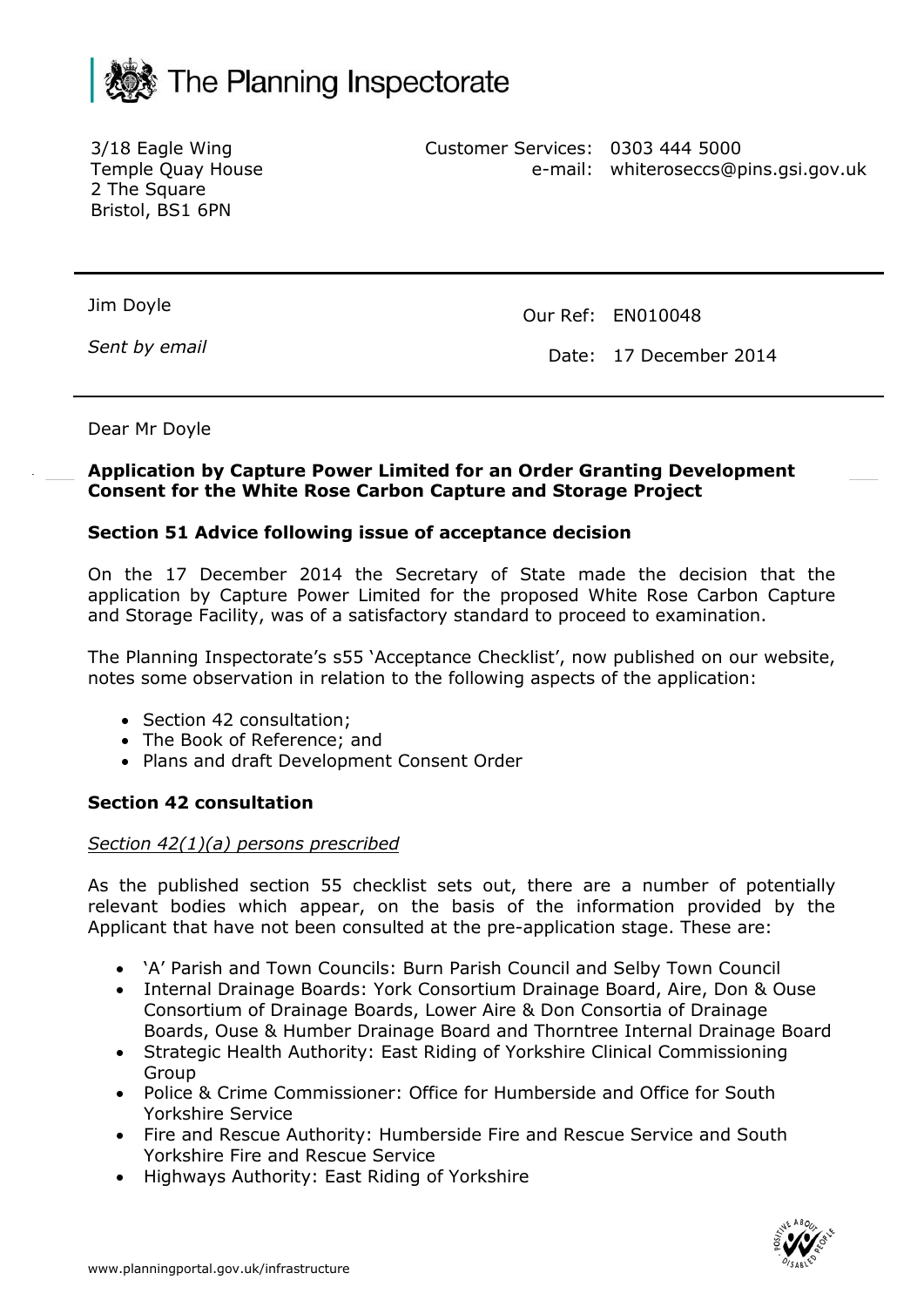# The Planning Inspectorate

3/18 Eagle Wing
Temple Quay House
2 The Square
Bristol, BS1 6PN

Customer Services: 0303 444 5000
e-mail: whiteroseccs@pins.gsi.gov.uk

---

Jim Doyle

*Sent by email*

Our Ref: EN010048

Date: 17 December 2014

---

Dear Mr Doyle

**Application by Capture Power Limited for an Order Granting Development Consent for the White Rose Carbon Capture and Storage Project**

**Section 51 Advice following issue of acceptance decision**

On the 17 December 2014 the Secretary of State made the decision that the application by Capture Power Limited for the proposed White Rose Carbon Capture and Storage Facility, was of a satisfactory standard to proceed to examination.

The Planning Inspectorate's s55 'Acceptance Checklist', now published on our website, notes some observation in relation to the following aspects of the application:

- Section 42 consultation;
- The Book of Reference; and
- Plans and draft Development Consent Order

**Section 42 consultation**

*Section 42(1)(a) persons prescribed*

As the published section 55 checklist sets out, there are a number of potentially relevant bodies which appear, on the basis of the information provided by the Applicant that have not been consulted at the pre-application stage. These are:

- 'A' Parish and Town Councils: Burn Parish Council and Selby Town Council
- Internal Drainage Boards: York Consortium Drainage Board, Aire, Don & Ouse Consortium of Drainage Boards, Lower Aire & Don Consortia of Drainage Boards, Ouse & Humber Drainage Board and Thorntree Internal Drainage Board
- Strategic Health Authority: East Riding of Yorkshire Clinical Commissioning Group
- Police & Crime Commissioner: Office for Humberside and Office for South Yorkshire Service
- Fire and Rescue Authority: Humberside Fire and Rescue Service and South Yorkshire Fire and Rescue Service
- Highways Authority: East Riding of Yorkshire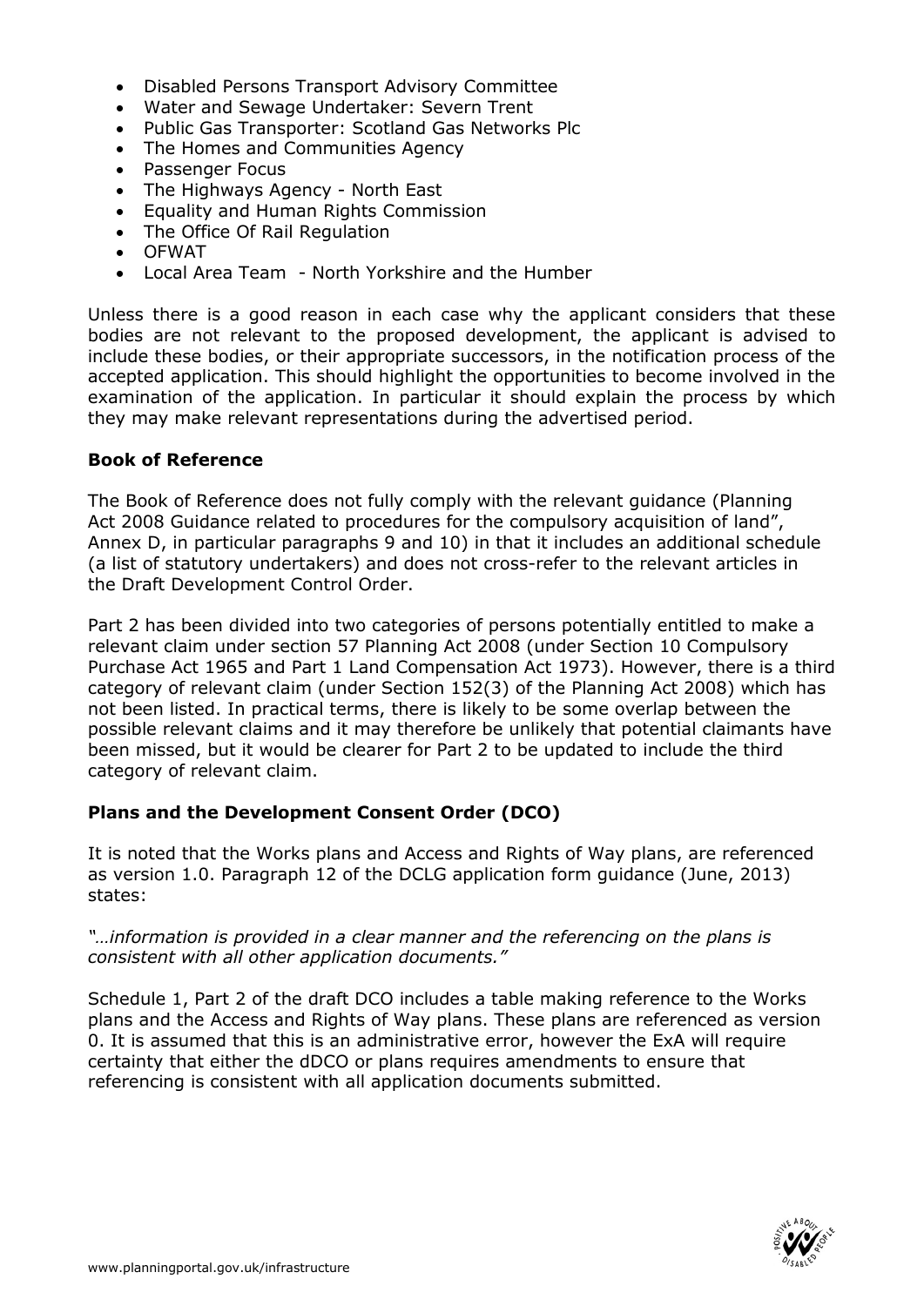- Disabled Persons Transport Advisory Committee
- Water and Sewage Undertaker: Severn Trent
- Public Gas Transporter: Scotland Gas Networks Plc
- The Homes and Communities Agency
- Passenger Focus
- The Highways Agency - North East
- Equality and Human Rights Commission
- The Office Of Rail Regulation
- OFWAT
- Local Area Team - North Yorkshire and the Humber

Unless there is a good reason in each case why the applicant considers that these bodies are not relevant to the proposed development, the applicant is advised to include these bodies, or their appropriate successors, in the notification process of the accepted application. This should highlight the opportunities to become involved in the examination of the application. In particular it should explain the process by which they may make relevant representations during the advertised period.

**Book of Reference**

The Book of Reference does not fully comply with the relevant guidance (Planning Act 2008 Guidance related to procedures for the compulsory acquisition of land", Annex D, in particular paragraphs 9 and 10) in that it includes an additional schedule (a list of statutory undertakers) and does not cross-refer to the relevant articles in the Draft Development Control Order.

Part 2 has been divided into two categories of persons potentially entitled to make a relevant claim under section 57 Planning Act 2008 (under Section 10 Compulsory Purchase Act 1965 and Part 1 Land Compensation Act 1973). However, there is a third category of relevant claim (under Section 152(3) of the Planning Act 2008) which has not been listed. In practical terms, there is likely to be some overlap between the possible relevant claims and it may therefore be unlikely that potential claimants have been missed, but it would be clearer for Part 2 to be updated to include the third category of relevant claim.

**Plans and the Development Consent Order (DCO)**

It is noted that the Works plans and Access and Rights of Way plans, are referenced as version 1.0. Paragraph 12 of the DCLG application form guidance (June, 2013) states:

*"…information is provided in a clear manner and the referencing on the plans is consistent with all other application documents."*

Schedule 1, Part 2 of the draft DCO includes a table making reference to the Works plans and the Access and Rights of Way plans. These plans are referenced as version 0. It is assumed that this is an administrative error, however the ExA will require certainty that either the dDCO or plans requires amendments to ensure that referencing is consistent with all application documents submitted.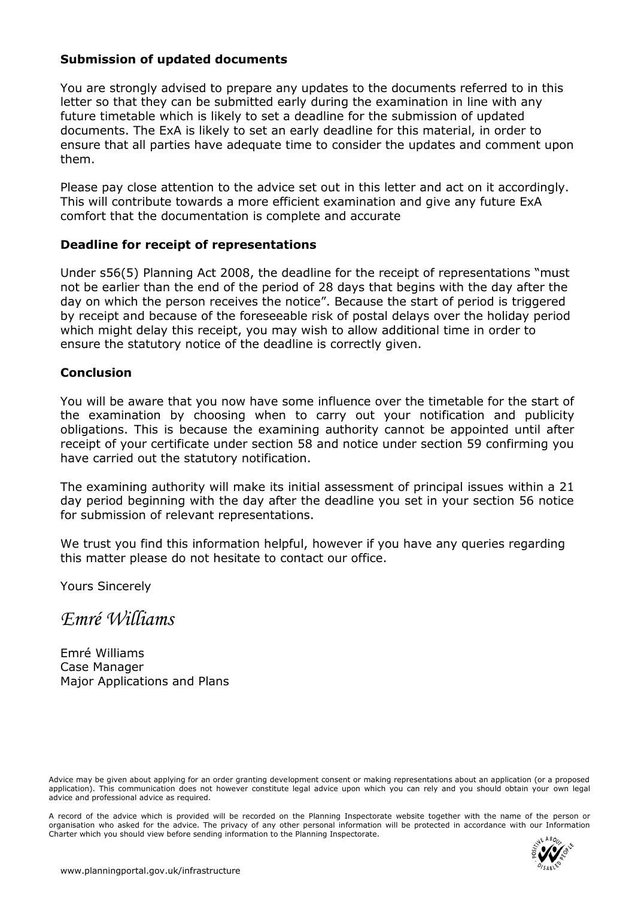**Submission of updated documents**

You are strongly advised to prepare any updates to the documents referred to in this letter so that they can be submitted early during the examination in line with any future timetable which is likely to set a deadline for the submission of updated documents. The ExA is likely to set an early deadline for this material, in order to ensure that all parties have adequate time to consider the updates and comment upon them.

Please pay close attention to the advice set out in this letter and act on it accordingly. This will contribute towards a more efficient examination and give any future ExA comfort that the documentation is complete and accurate

**Deadline for receipt of representations**

Under s56(5) Planning Act 2008, the deadline for the receipt of representations "must not be earlier than the end of the period of 28 days that begins with the day after the day on which the person receives the notice". Because the start of period is triggered by receipt and because of the foreseeable risk of postal delays over the holiday period which might delay this receipt, you may wish to allow additional time in order to ensure the statutory notice of the deadline is correctly given.

**Conclusion**

You will be aware that you now have some influence over the timetable for the start of the examination by choosing when to carry out your notification and publicity obligations. This is because the examining authority cannot be appointed until after receipt of your certificate under section 58 and notice under section 59 confirming you have carried out the statutory notification.

The examining authority will make its initial assessment of principal issues within a 21 day period beginning with the day after the deadline you set in your section 56 notice for submission of relevant representations.

We trust you find this information helpful, however if you have any queries regarding this matter please do not hesitate to contact our office.

Yours Sincerely

*Emré Williams*

Emré Williams
Case Manager
Major Applications and Plans

Advice may be given about applying for an order granting development consent or making representations about an application (or a proposed application). This communication does not however constitute legal advice upon which you can rely and you should obtain your own legal advice and professional advice as required.

A record of the advice which is provided will be recorded on the Planning Inspectorate website together with the name of the person or organisation who asked for the advice. The privacy of any other personal information will be protected in accordance with our Information Charter which you should view before sending information to the Planning Inspectorate.

www.planningportal.gov.uk/infrastructure